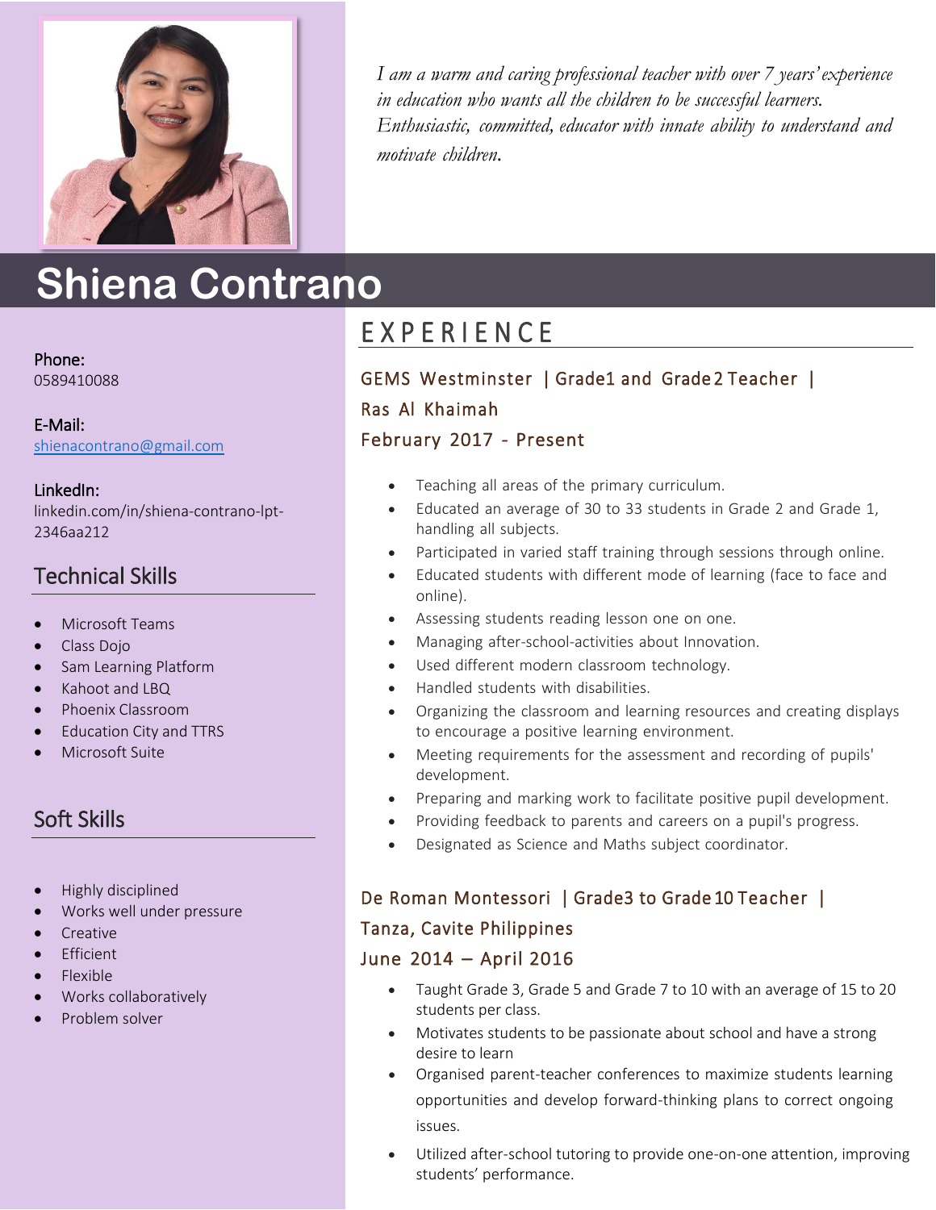*I am a warm and caring professional teacher with over 7 years' experience in education who wants all the children to be successful learners. Enthusiastic, committed, educator with innate ability to understand and motivate children.*

# Shiena Contrano

**Phone:**
0589410088

**E-Mail:**
shienacontrano@gmail.com

**LinkedIn:**
linkedin.com/in/shiena-contrano-lpt-2346aa212

## Technical Skills

- Microsoft Teams
- Class Dojo
- Sam Learning Platform
- Kahoot and LBQ
- Phoenix Classroom
- Education City and TTRS
- Microsoft Suite

## Soft Skills

- Highly disciplined
- Works well under pressure
- Creative
- Efficient
- Flexible
- Works collaboratively
- Problem solver

## EXPERIENCE

### GEMS Westminster | Grade1 and Grade2 Teacher | Ras Al Khaimah
### February 2017 - Present

- Teaching all areas of the primary curriculum.
- Educated an average of 30 to 33 students in Grade 2 and Grade 1, handling all subjects.
- Participated in varied staff training through sessions through online.
- Educated students with different mode of learning (face to face and online).
- Assessing students reading lesson one on one.
- Managing after-school-activities about Innovation.
- Used different modern classroom technology.
- Handled students with disabilities.
- Organizing the classroom and learning resources and creating displays to encourage a positive learning environment.
- Meeting requirements for the assessment and recording of pupils' development.
- Preparing and marking work to facilitate positive pupil development.
- Providing feedback to parents and careers on a pupil's progress.
- Designated as Science and Maths subject coordinator.

### De Roman Montessori | Grade3 to Grade10 Teacher | Tanza, Cavite Philippines
### June 2014 – April 2016

- Taught Grade 3, Grade 5 and Grade 7 to 10 with an average of 15 to 20 students per class.
- Motivates students to be passionate about school and have a strong desire to learn
- Organised parent-teacher conferences to maximize students learning opportunities and develop forward-thinking plans to correct ongoing issues.
- Utilized after-school tutoring to provide one-on-one attention, improving students' performance.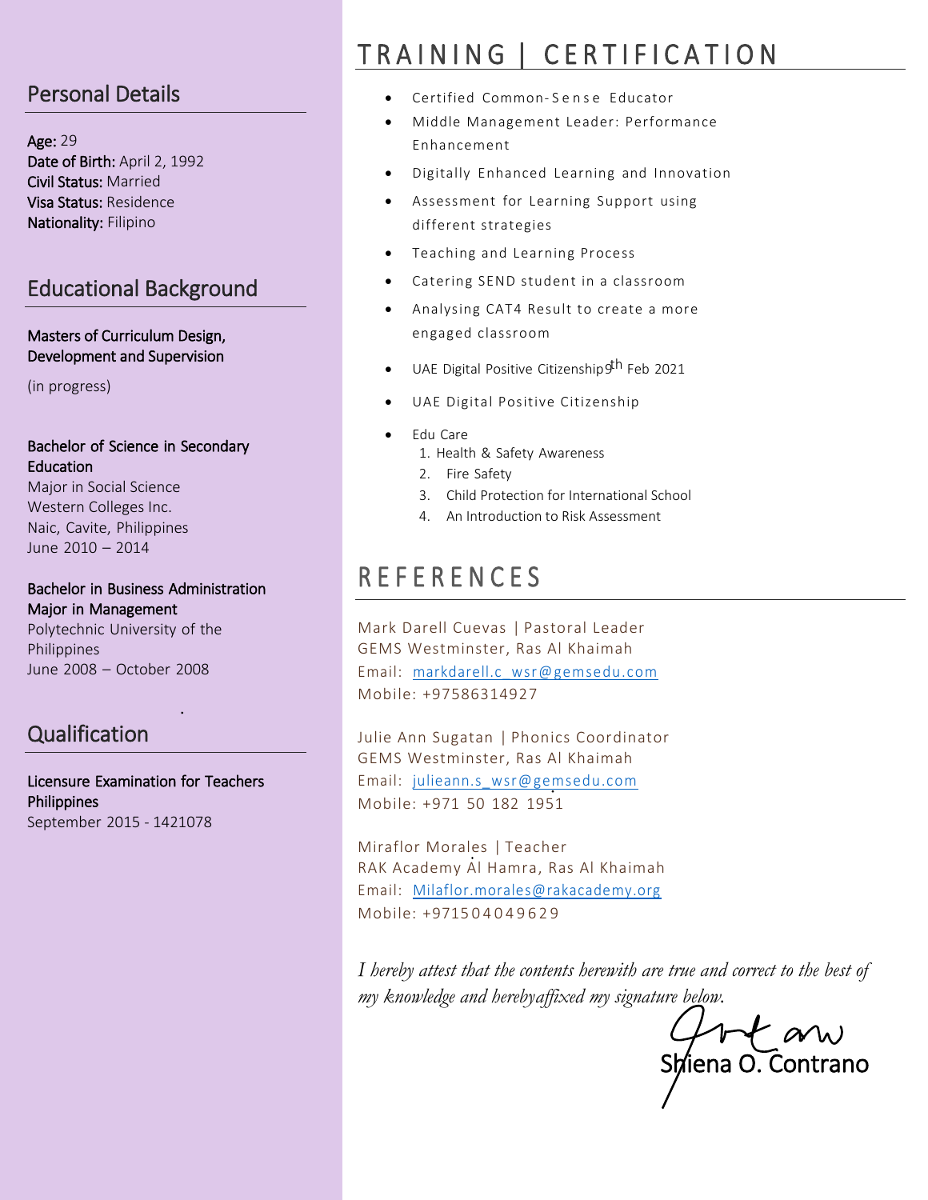## Personal Details

**Age:** 29
**Date of Birth:** April 2, 1992
**Civil Status:** Married
**Visa Status:** Residence
**Nationality:** Filipino

## Educational Background

**Masters of Curriculum Design, Development and Supervision**

(in progress)

**Bachelor of Science in Secondary Education**
Major in Social Science
Western Colleges Inc.
Naic, Cavite, Philippines
June 2010 – 2014

**Bachelor in Business Administration Major in Management**
Polytechnic University of the Philippines
June 2008 – October 2008

## Qualification

**Licensure Examination for Teachers Philippines**
September 2015 - 1421078

# TRAINING | CERTIFICATION

- Certified Common-Sense Educator
- Middle Management Leader: Performance Enhancement
- Digitally Enhanced Learning and Innovation
- Assessment for Learning Support using different strategies
- Teaching and Learning Process
- Catering SEND student in a classroom
- Analysing CAT4 Result to create a more engaged classroom
- UAE Digital Positive Citizenship 9th Feb 2021
- UAE Digital Positive Citizenship
- Edu Care
  1. Health & Safety Awareness
  2. Fire Safety
  3. Child Protection for International School
  4. An Introduction to Risk Assessment

# REFERENCES

Mark Darell Cuevas | Pastoral Leader
GEMS Westminster, Ras Al Khaimah
Email: markdarell.c_wsr@gemsedu.com
Mobile: +97586314927

Julie Ann Sugatan | Phonics Coordinator
GEMS Westminster, Ras Al Khaimah
Email: julieann.s_wsr@gemsedu.com
Mobile: +971 50 182 1951

Miraflor Morales | Teacher
RAK Academy Al Hamra, Ras Al Khaimah
Email: Milaflor.morales@rakacademy.org
Mobile: +971504049629

*I hereby attest that the contents herewith are true and correct to the best of my knowledge and herebyaffixed my signature below.*

Shiena O. Contrano